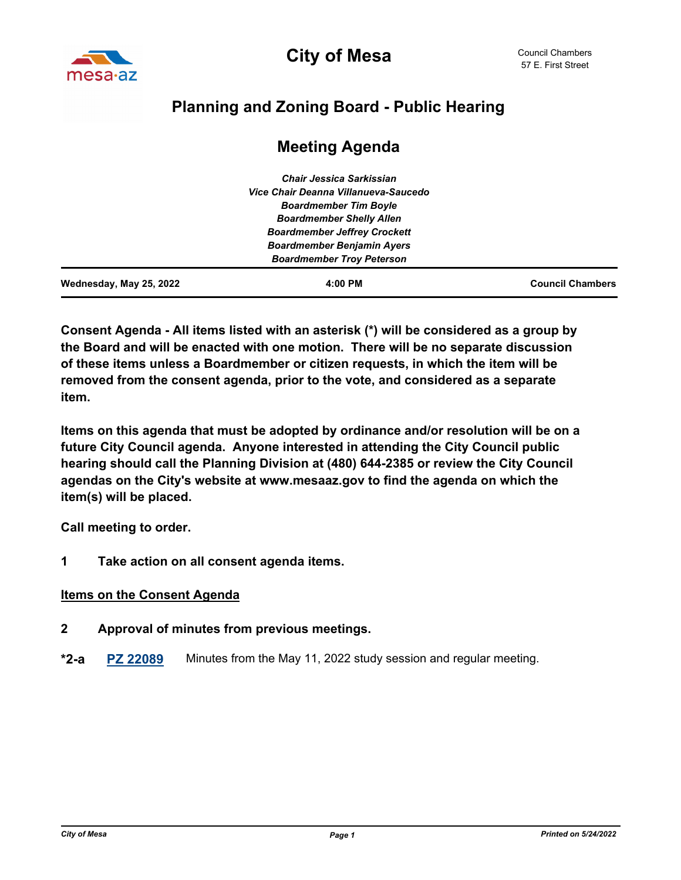# City of Mesa

Council Chambers
57 E. First Street

## Planning and Zoning Board - Public Hearing

## Meeting Agenda

*Chair Jessica Sarkissian*
*Vice Chair Deanna Villanueva-Saucedo*
*Boardmember Tim Boyle*
*Boardmember Shelly Allen*
*Boardmember Jeffrey Crockett*
*Boardmember Benjamin Ayers*
*Boardmember Troy Peterson*

**Wednesday, May 25, 2022** | **4:00 PM** | **Council Chambers**

**Consent Agenda - All items listed with an asterisk (*) will be considered as a group by the Board and will be enacted with one motion. There will be no separate discussion of these items unless a Boardmember or citizen requests, in which the item will be removed from the consent agenda, prior to the vote, and considered as a separate item.**

**Items on this agenda that must be adopted by ordinance and/or resolution will be on a future City Council agenda. Anyone interested in attending the City Council public hearing should call the Planning Division at (480) 644-2385 or review the City Council agendas on the City's website at www.mesaaz.gov to find the agenda on which the item(s) will be placed.**

**Call meeting to order.**

**1 Take action on all consent agenda items.**

**Items on the Consent Agenda**

**2 Approval of minutes from previous meetings.**

**\*2-a** **PZ 22089** Minutes from the May 11, 2022 study session and regular meeting.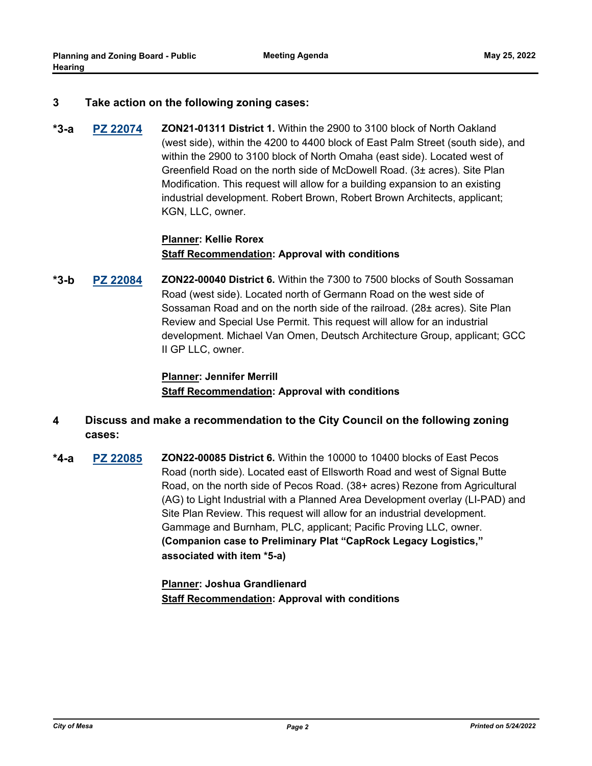## 3 Take action on the following zoning cases:

**\*3-a** **PZ 22074** **ZON21-01311 District 1.** Within the 2900 to 3100 block of North Oakland (west side), within the 4200 to 4400 block of East Palm Street (south side), and within the 2900 to 3100 block of North Omaha (east side). Located west of Greenfield Road on the north side of McDowell Road. (3± acres). Site Plan Modification. This request will allow for a building expansion to an existing industrial development. Robert Brown, Robert Brown Architects, applicant; KGN, LLC, owner.

**Planner: Kellie Rorex**
**Staff Recommendation: Approval with conditions**

**\*3-b** **PZ 22084** **ZON22-00040 District 6.** Within the 7300 to 7500 blocks of South Sossaman Road (west side). Located north of Germann Road on the west side of Sossaman Road and on the north side of the railroad. (28± acres). Site Plan Review and Special Use Permit. This request will allow for an industrial development. Michael Van Omen, Deutsch Architecture Group, applicant; GCC II GP LLC, owner.

**Planner: Jennifer Merrill**
**Staff Recommendation: Approval with conditions**

## 4 Discuss and make a recommendation to the City Council on the following zoning cases:

**\*4-a** **PZ 22085** **ZON22-00085 District 6.** Within the 10000 to 10400 blocks of East Pecos Road (north side). Located east of Ellsworth Road and west of Signal Butte Road, on the north side of Pecos Road. (38+ acres) Rezone from Agricultural (AG) to Light Industrial with a Planned Area Development overlay (LI-PAD) and Site Plan Review. This request will allow for an industrial development. Gammage and Burnham, PLC, applicant; Pacific Proving LLC, owner. **(Companion case to Preliminary Plat "CapRock Legacy Logistics," associated with item \*5-a)**

**Planner: Joshua Grandlienard**
**Staff Recommendation: Approval with conditions**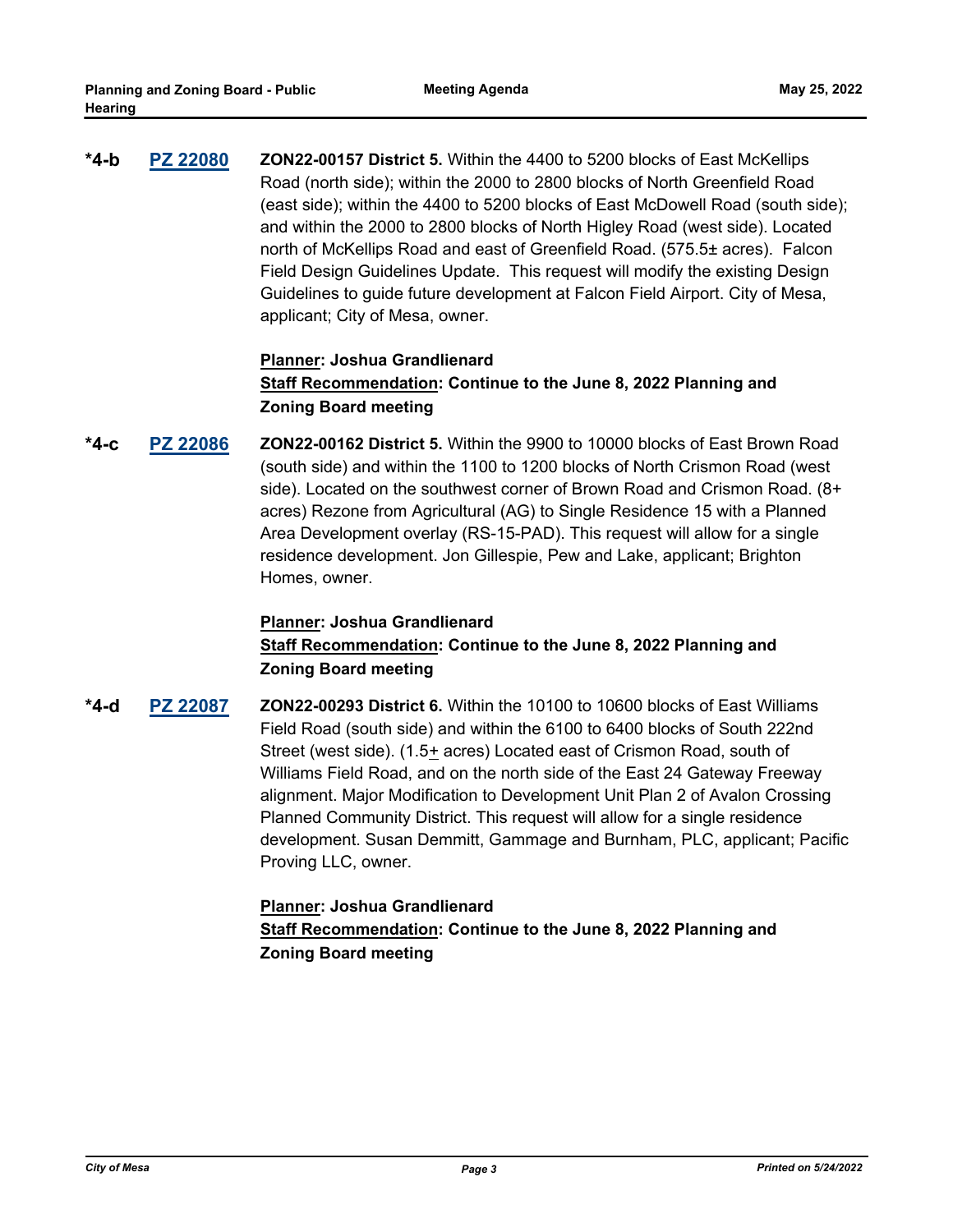**\*4-b** **PZ 22080** **ZON22-00157 District 5.** Within the 4400 to 5200 blocks of East McKellips Road (north side); within the 2000 to 2800 blocks of North Greenfield Road (east side); within the 4400 to 5200 blocks of East McDowell Road (south side); and within the 2000 to 2800 blocks of North Higley Road (west side). Located north of McKellips Road and east of Greenfield Road. (575.5± acres). Falcon Field Design Guidelines Update. This request will modify the existing Design Guidelines to guide future development at Falcon Field Airport. City of Mesa, applicant; City of Mesa, owner.

**Planner: Joshua Grandlienard**
**Staff Recommendation: Continue to the June 8, 2022 Planning and Zoning Board meeting**

**\*4-c** **PZ 22086** **ZON22-00162 District 5.** Within the 9900 to 10000 blocks of East Brown Road (south side) and within the 1100 to 1200 blocks of North Crismon Road (west side). Located on the southwest corner of Brown Road and Crismon Road. (8+ acres) Rezone from Agricultural (AG) to Single Residence 15 with a Planned Area Development overlay (RS-15-PAD). This request will allow for a single residence development. Jon Gillespie, Pew and Lake, applicant; Brighton Homes, owner.

**Planner: Joshua Grandlienard**
**Staff Recommendation: Continue to the June 8, 2022 Planning and Zoning Board meeting**

**\*4-d** **PZ 22087** **ZON22-00293 District 6.** Within the 10100 to 10600 blocks of East Williams Field Road (south side) and within the 6100 to 6400 blocks of South 222nd Street (west side). (1.5± acres) Located east of Crismon Road, south of Williams Field Road, and on the north side of the East 24 Gateway Freeway alignment. Major Modification to Development Unit Plan 2 of Avalon Crossing Planned Community District. This request will allow for a single residence development. Susan Demmitt, Gammage and Burnham, PLC, applicant; Pacific Proving LLC, owner.

**Planner: Joshua Grandlienard**
**Staff Recommendation: Continue to the June 8, 2022 Planning and Zoning Board meeting**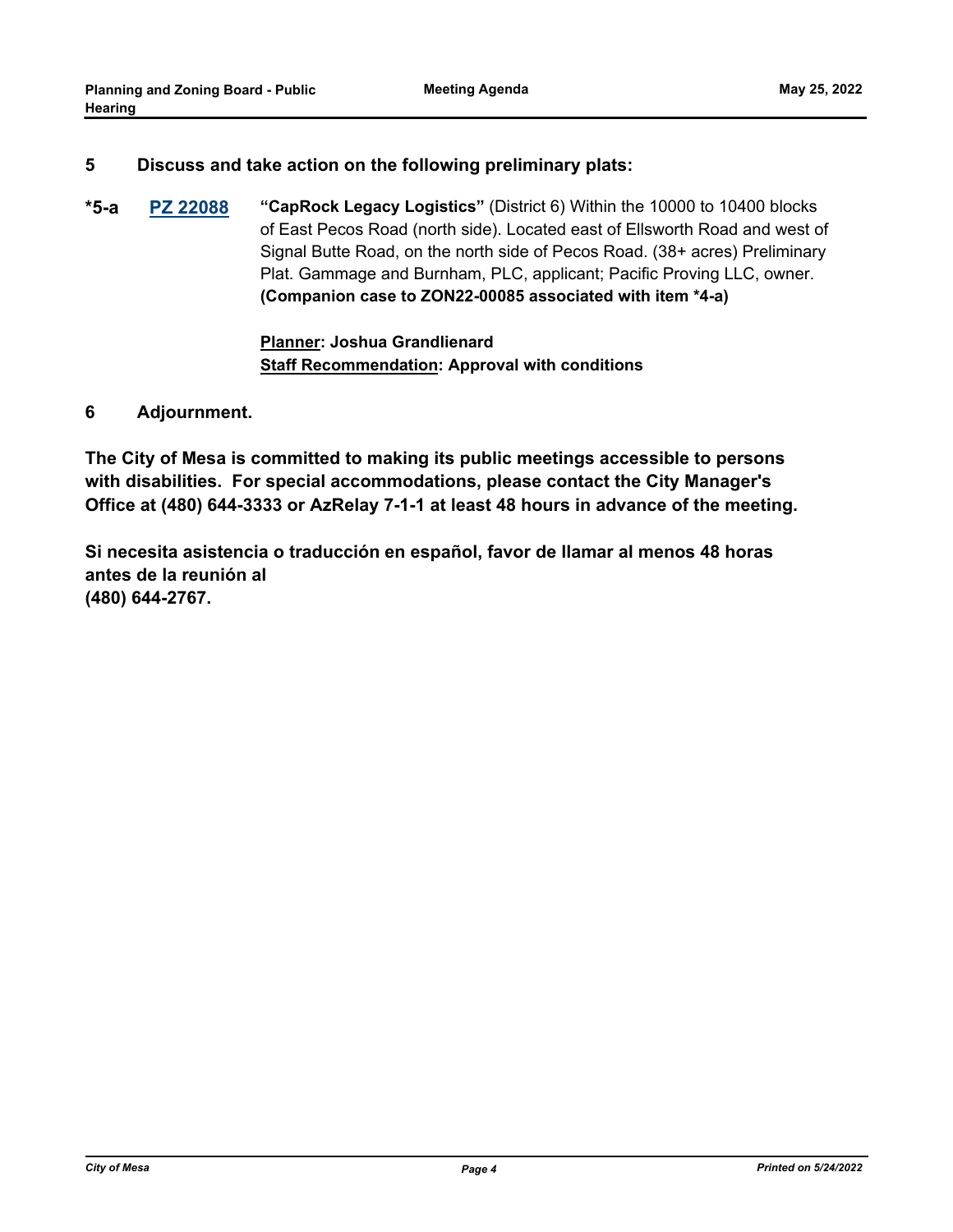## 5 Discuss and take action on the following preliminary plats:

**\*5-a** **PZ 22088** **“CapRock Legacy Logistics”** (District 6) Within the 10000 to 10400 blocks of East Pecos Road (north side). Located east of Ellsworth Road and west of Signal Butte Road, on the north side of Pecos Road. (38+ acres) Preliminary Plat. Gammage and Burnham, PLC, applicant; Pacific Proving LLC, owner. **(Companion case to ZON22-00085 associated with item \*4-a)**

**Planner: Joshua Grandlienard**
**Staff Recommendation: Approval with conditions**

## 6 Adjournment.

**The City of Mesa is committed to making its public meetings accessible to persons with disabilities. For special accommodations, please contact the City Manager's Office at (480) 644-3333 or AzRelay 7-1-1 at least 48 hours in advance of the meeting.**

**Si necesita asistencia o traducción en español, favor de llamar al menos 48 horas antes de la reunión al (480) 644-2767.**